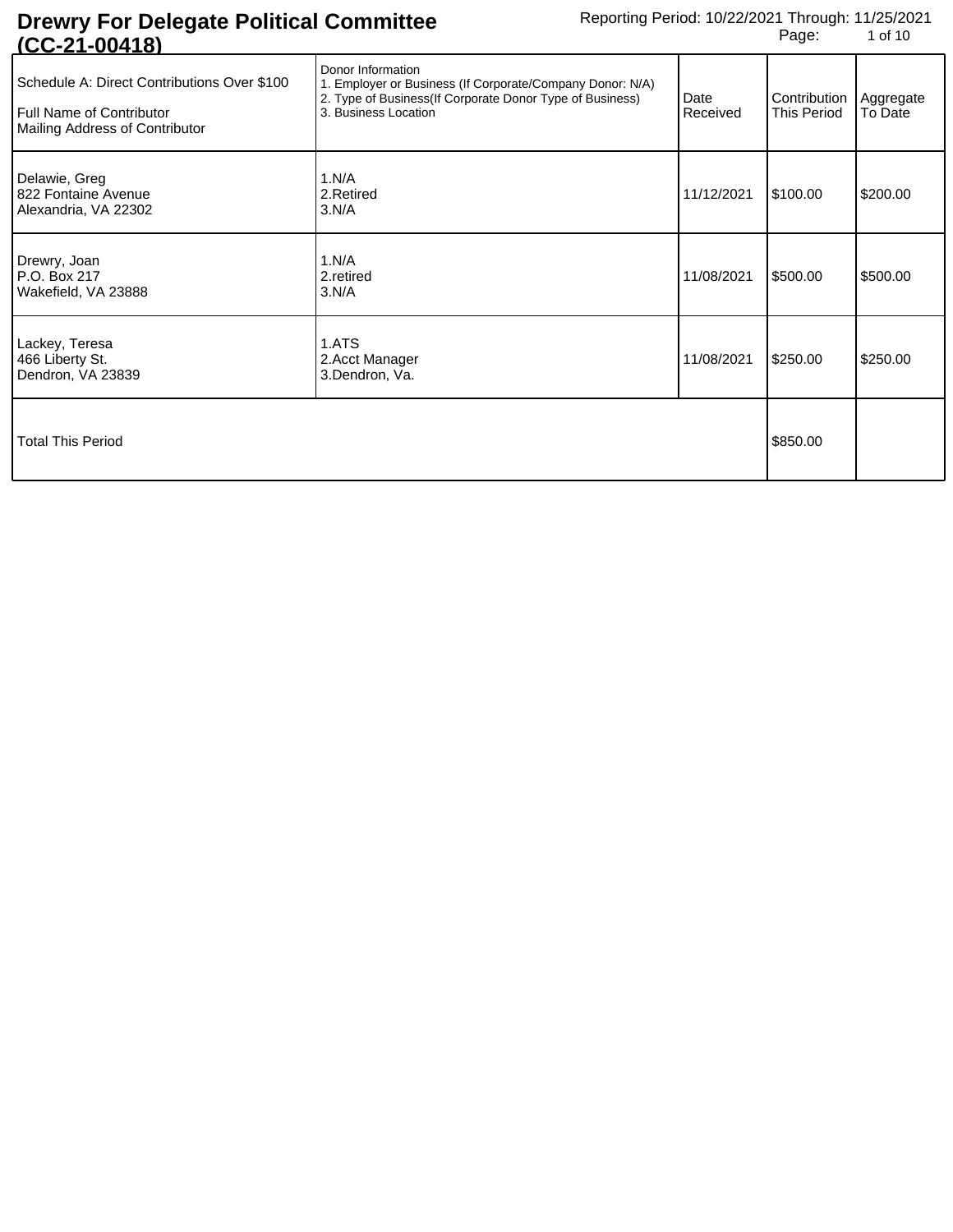# Drewry For Delegate Political Committee (CC-21-00418)

Reporting Period: 10/22/2021 Through: 11/25/2021

| Schedule A: Direct Contributions Over $100<br>Full Name of Contributor<br>Mailing Address of Contributor | Donor Information<br>1. Employer or Business (If Corporate/Company Donor: N/A)<br>2. Type of Business(If Corporate Donor Type of Business)<br>3. Business Location | Date Received | Contribution This Period | Aggregate To Date |
|---|---|---|---|---|
| Delawie, Greg<br>822 Fontaine Avenue<br>Alexandria, VA 22302 | 1.N/A<br>2.Retired<br>3.N/A | 11/12/2021 | $100.00 | $200.00 |
| Drewry, Joan<br>P.O. Box 217<br>Wakefield, VA 23888 | 1.N/A<br>2.retired<br>3.N/A | 11/08/2021 | $500.00 | $500.00 |
| Lackey, Teresa<br>466 Liberty St.<br>Dendron, VA 23839 | 1.ATS<br>2.Acct Manager<br>3.Dendron, Va. | 11/08/2021 | $250.00 | $250.00 |
| Total This Period | | | $850.00 | |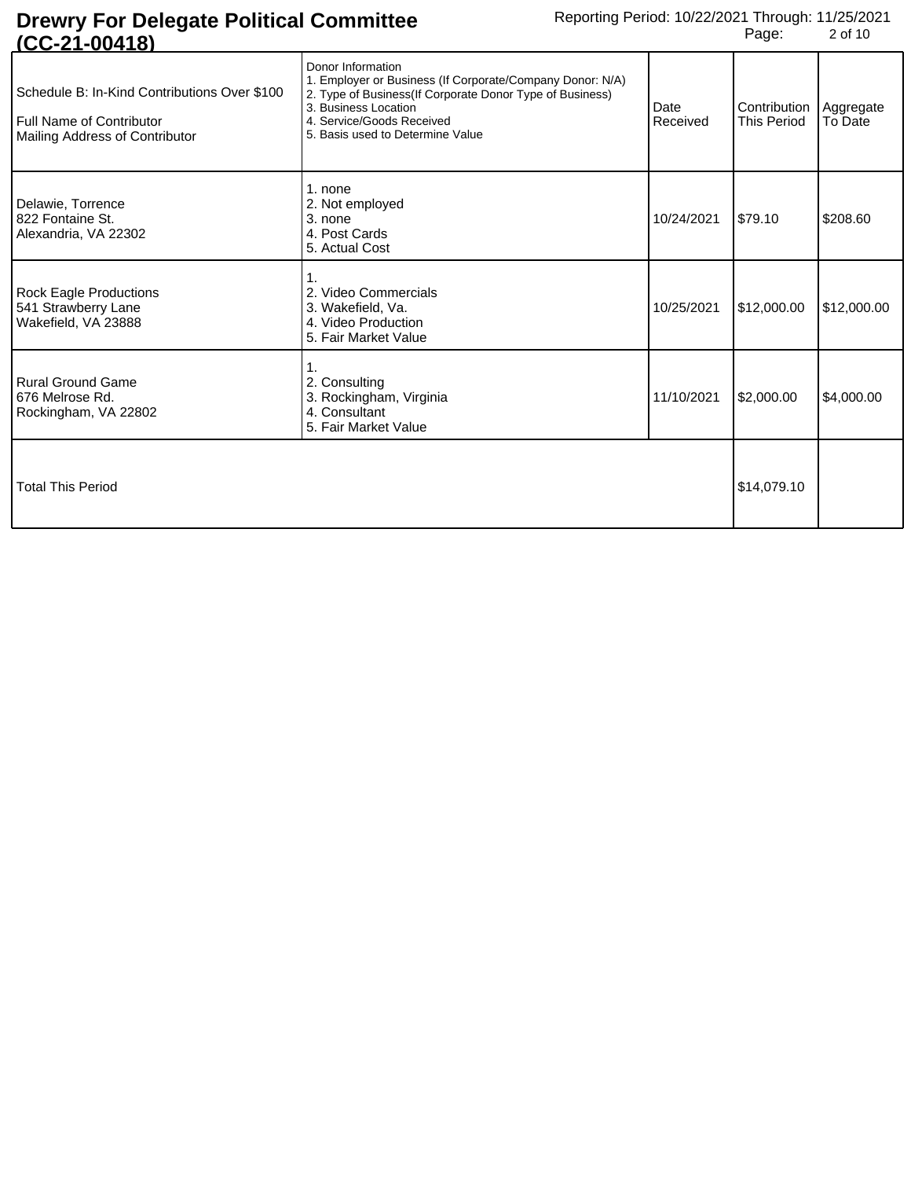| Schedule B: In-Kind Contributions Over $100<br><br>Full Name of Contributor<br>Mailing Address of Contributor | Donor Information<br>1. Employer or Business (If Corporate/Company Donor: N/A)<br>2. Type of Business(If Corporate Donor Type of Business)<br>3. Business Location<br>4. Service/Goods Received<br>5. Basis used to Determine Value | Date Received | Contribution This Period | Aggregate To Date |
|---|---|---|---|---|
| Delawie, Torrence<br>822 Fontaine St.<br>Alexandria, VA 22302 | 1. none<br>2. Not employed<br>3. none<br>4. Post Cards<br>5. Actual Cost | 10/24/2021 | $79.10 | $208.60 |
| Rock Eagle Productions<br>541 Strawberry Lane<br>Wakefield, VA 23888 | 1.<br>2. Video Commercials<br>3. Wakefield, Va.<br>4. Video Production<br>5. Fair Market Value | 10/25/2021 | $12,000.00 | $12,000.00 |
| Rural Ground Game<br>676 Melrose Rd.<br>Rockingham, VA 22802 | 1.<br>2. Consulting<br>3. Rockingham, Virginia<br>4. Consultant<br>5. Fair Market Value | 11/10/2021 | $2,000.00 | $4,000.00 |
| Total This Period | | | $14,079.10 | |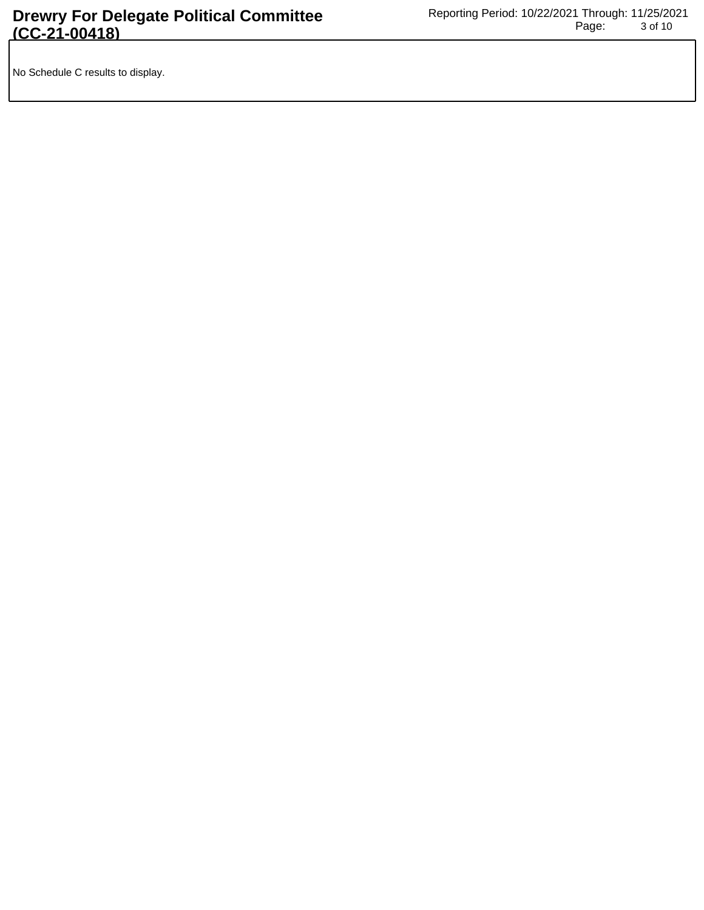No Schedule C results to display.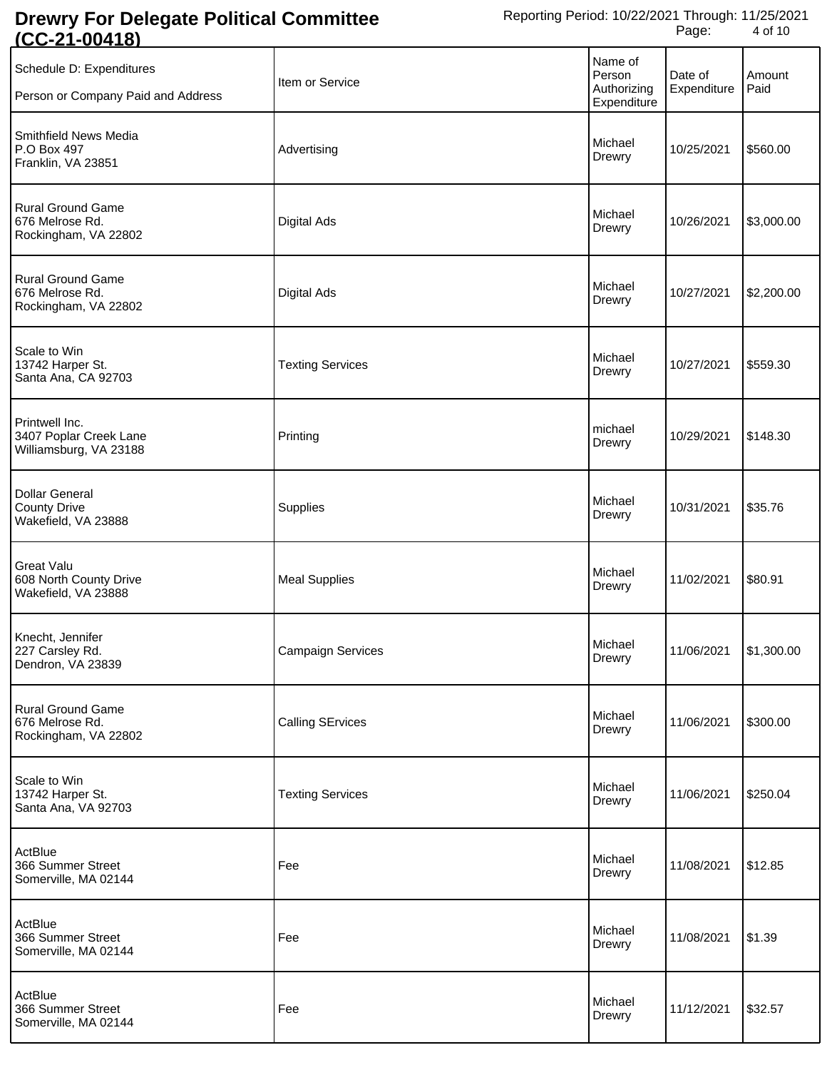# Drewry For Delegate Political Committee (CC-21-00418)

Reporting Period: 10/22/2021 Through: 11/25/2021

| Schedule D: Expenditures<br>Person or Company Paid and Address | Item or Service | Name of Person Authorizing Expenditure | Date of Expenditure | Amount Paid |
|---|---|---|---|---|
| Smithfield News Media<br>P.O Box 497<br>Franklin, VA 23851 | Advertising | Michael Drewry | 10/25/2021 | $560.00 |
| Rural Ground Game<br>676 Melrose Rd.<br>Rockingham, VA 22802 | Digital Ads | Michael Drewry | 10/26/2021 | $3,000.00 |
| Rural Ground Game<br>676 Melrose Rd.<br>Rockingham, VA 22802 | Digital Ads | Michael Drewry | 10/27/2021 | $2,200.00 |
| Scale to Win<br>13742 Harper St.<br>Santa Ana, CA 92703 | Texting Services | Michael Drewry | 10/27/2021 | $559.30 |
| Printwell Inc.<br>3407 Poplar Creek Lane<br>Williamsburg, VA 23188 | Printing | michael Drewry | 10/29/2021 | $148.30 |
| Dollar General<br>County Drive<br>Wakefield, VA 23888 | Supplies | Michael Drewry | 10/31/2021 | $35.76 |
| Great Valu<br>608 North County Drive<br>Wakefield, VA 23888 | Meal Supplies | Michael Drewry | 11/02/2021 | $80.91 |
| Knecht, Jennifer<br>227 Carsley Rd.<br>Dendron, VA 23839 | Campaign Services | Michael Drewry | 11/06/2021 | $1,300.00 |
| Rural Ground Game<br>676 Melrose Rd.<br>Rockingham, VA 22802 | Calling SErvices | Michael Drewry | 11/06/2021 | $300.00 |
| Scale to Win<br>13742 Harper St.<br>Santa Ana, VA 92703 | Texting Services | Michael Drewry | 11/06/2021 | $250.04 |
| ActBlue<br>366 Summer Street<br>Somerville, MA 02144 | Fee | Michael Drewry | 11/08/2021 | $12.85 |
| ActBlue<br>366 Summer Street<br>Somerville, MA 02144 | Fee | Michael Drewry | 11/08/2021 | $1.39 |
| ActBlue<br>366 Summer Street<br>Somerville, MA 02144 | Fee | Michael Drewry | 11/12/2021 | $32.57 |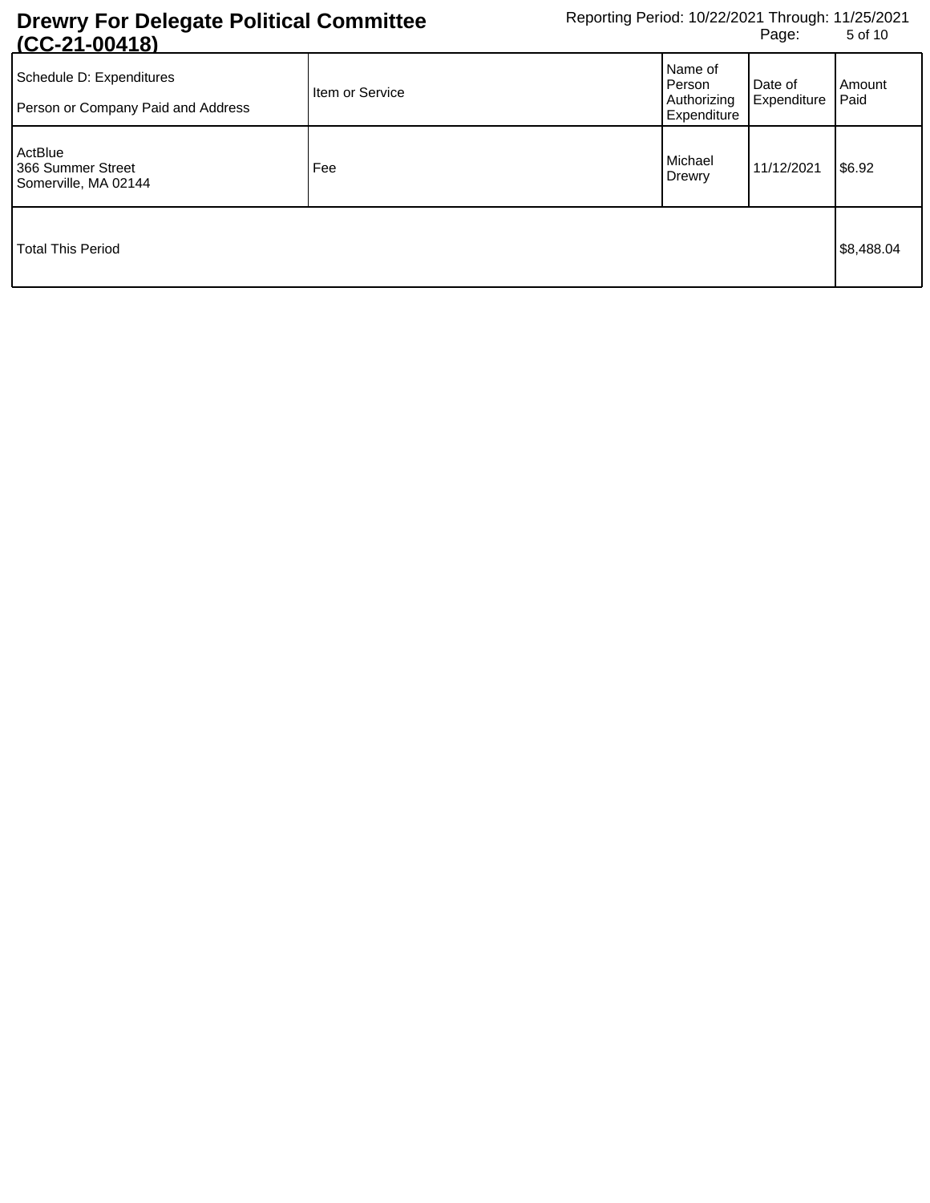| Schedule D: Expenditures<br><br>Person or Company Paid and Address | Item or Service | Name of Person Authorizing Expenditure | Date of Expenditure | Amount Paid |
|---|---|---|---|---|
| ActBlue<br>366 Summer Street<br>Somerville, MA 02144 | Fee | Michael Drewry | 11/12/2021 | $6.92 |
| Total This Period | | | | $8,488.04 |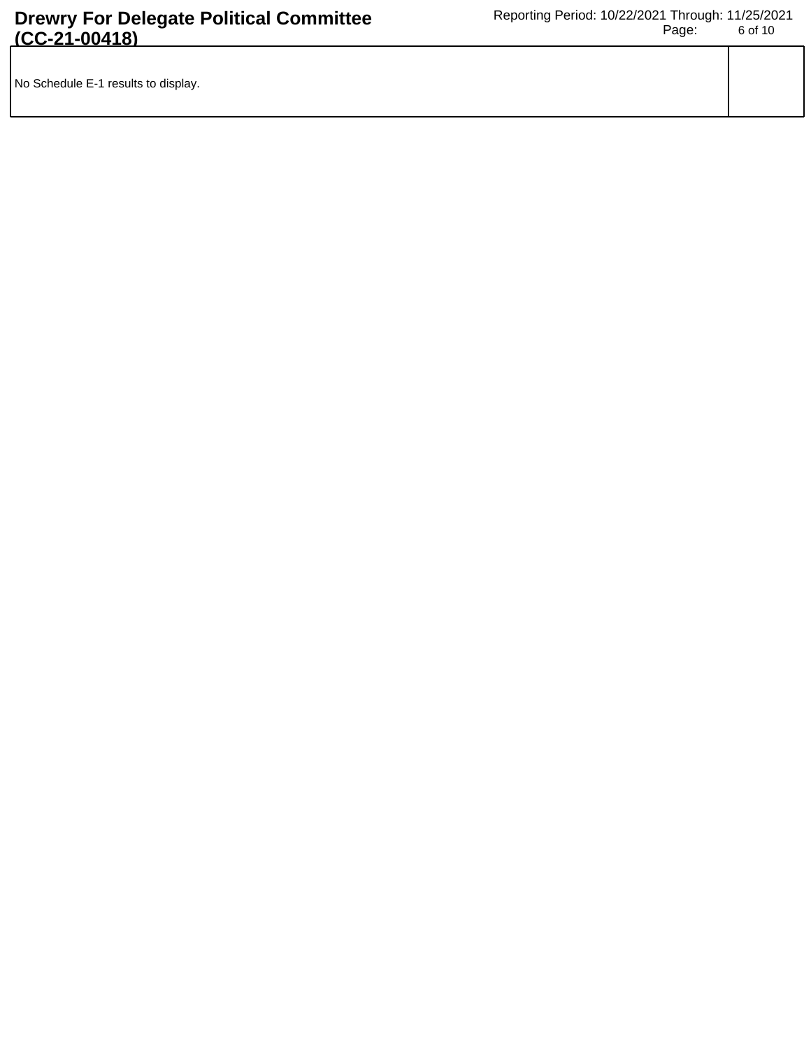No Schedule E-1 results to display.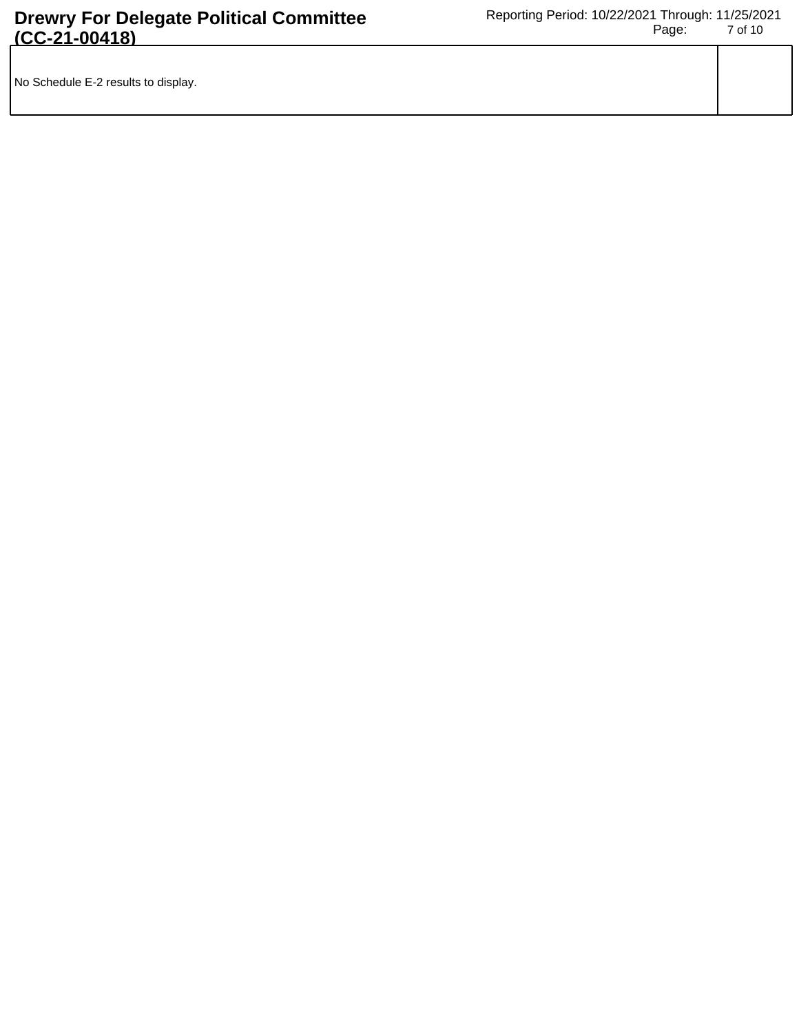| | |
|---|---|
| No Schedule E-2 results to display. | |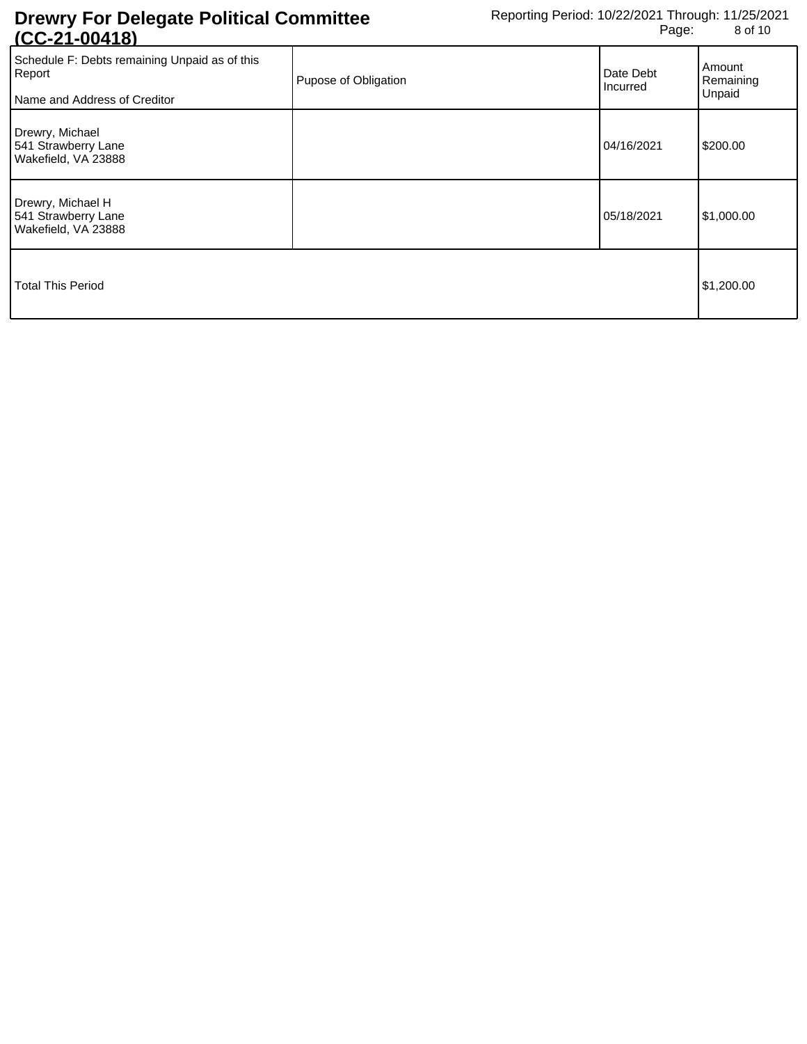# Drewry For Delegate Political Committee (CC-21-00418)

Reporting Period: 10/22/2021 Through: 11/25/2021

| Schedule F: Debts remaining Unpaid as of this Report<br><br>Name and Address of Creditor | Pupose of Obligation | Date Debt Incurred | Amount Remaining Unpaid |
|---|---|---|---|
| Drewry, Michael<br>541 Strawberry Lane<br>Wakefield, VA 23888 | | 04/16/2021 | $200.00 |
| Drewry, Michael H<br>541 Strawberry Lane<br>Wakefield, VA 23888 | | 05/18/2021 | $1,000.00 |
| Total This Period | | | $1,200.00 |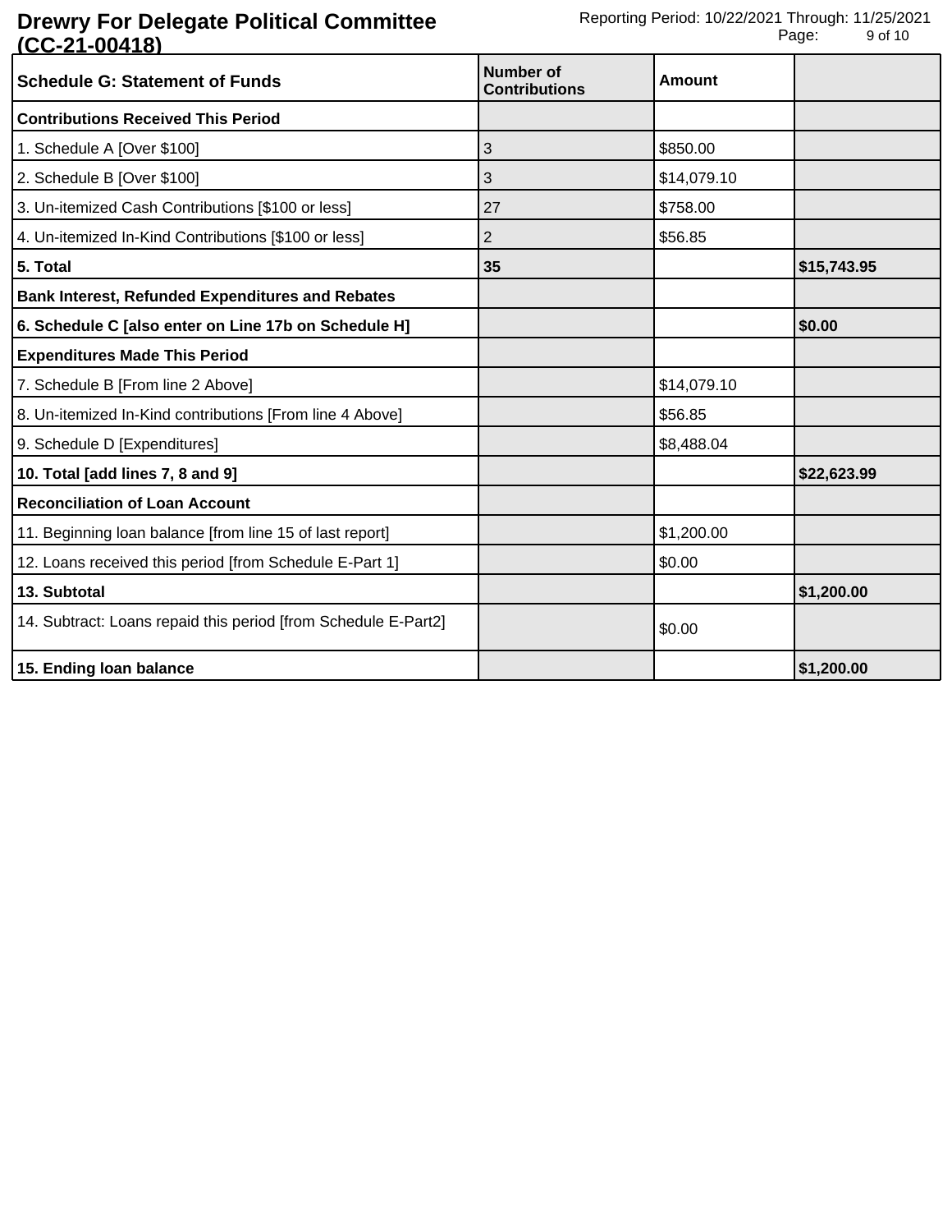**Drewry For Delegate Political Committee (CC-21-00418)**

Reporting Period: 10/22/2021 Through: 11/25/2021

| **Schedule G: Statement of Funds** | **Number of Contributions** | **Amount** | |
|---|---|---|---|
| **Contributions Received This Period** | | | |
| 1. Schedule A [Over $100] | 3 | $850.00 | |
| 2. Schedule B [Over $100] | 3 | $14,079.10 | |
| 3. Un-itemized Cash Contributions [$100 or less] | 27 | $758.00 | |
| 4. Un-itemized In-Kind Contributions [$100 or less] | 2 | $56.85 | |
| **5. Total** | **35** | | **$15,743.95** |
| **Bank Interest, Refunded Expenditures and Rebates** | | | |
| **6. Schedule C [also enter on Line 17b on Schedule H]** | | | **$0.00** |
| **Expenditures Made This Period** | | | |
| 7. Schedule B [From line 2 Above] | | $14,079.10 | |
| 8. Un-itemized In-Kind contributions [From line 4 Above] | | $56.85 | |
| 9. Schedule D [Expenditures] | | $8,488.04 | |
| **10. Total [add lines 7, 8 and 9]** | | | **$22,623.99** |
| **Reconciliation of Loan Account** | | | |
| 11. Beginning loan balance [from line 15 of last report] | | $1,200.00 | |
| 12. Loans received this period [from Schedule E-Part 1] | | $0.00 | |
| **13. Subtotal** | | | **$1,200.00** |
| 14. Subtract: Loans repaid this period [from Schedule E-Part2] | | $0.00 | |
| **15. Ending loan balance** | | | **$1,200.00** |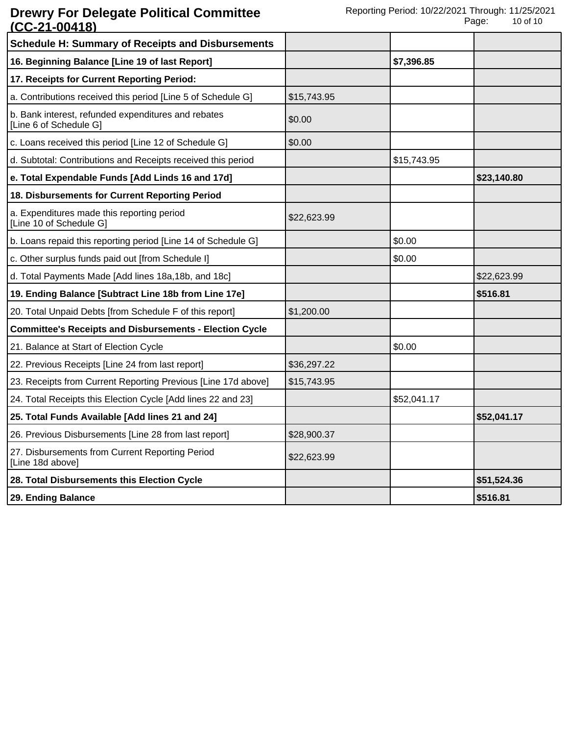**Drewry For Delegate Political Committee (CC-21-00418)**

Reporting Period: 10/22/2021 Through: 11/25/2021

| **Schedule H: Summary of Receipts and Disbursements** | | | |
|---|---|---|---|
| **16. Beginning Balance [Line 19 of last Report]** | | **$7,396.85** | |
| **17. Receipts for Current Reporting Period:** | | | |
| a. Contributions received this period [Line 5 of Schedule G] | $15,743.95 | | |
| b. Bank interest, refunded expenditures and rebates [Line 6 of Schedule G] | $0.00 | | |
| c. Loans received this period [Line 12 of Schedule G] | $0.00 | | |
| d. Subtotal: Contributions and Receipts received this period | | $15,743.95 | |
| **e. Total Expendable Funds [Add Linds 16 and 17d]** | | | **$23,140.80** |
| **18. Disbursements for Current Reporting Period** | | | |
| a. Expenditures made this reporting period [Line 10 of Schedule G] | $22,623.99 | | |
| b. Loans repaid this reporting period [Line 14 of Schedule G] | | $0.00 | |
| c. Other surplus funds paid out [from Schedule I] | | $0.00 | |
| d. Total Payments Made [Add lines 18a,18b, and 18c] | | | $22,623.99 |
| **19. Ending Balance [Subtract Line 18b from Line 17e]** | | | **$516.81** |
| 20. Total Unpaid Debts [from Schedule F of this report] | $1,200.00 | | |
| **Committee's Receipts and Disbursements - Election Cycle** | | | |
| 21. Balance at Start of Election Cycle | | $0.00 | |
| 22. Previous Receipts [Line 24 from last report] | $36,297.22 | | |
| 23. Receipts from Current Reporting Previous [Line 17d above] | $15,743.95 | | |
| 24. Total Receipts this Election Cycle [Add lines 22 and 23] | | $52,041.17 | |
| **25. Total Funds Available [Add lines 21 and 24]** | | | **$52,041.17** |
| 26. Previous Disbursements [Line 28 from last report] | $28,900.37 | | |
| 27. Disbursements from Current Reporting Period [Line 18d above] | $22,623.99 | | |
| **28. Total Disbursements this Election Cycle** | | | **$51,524.36** |
| **29. Ending Balance** | | | **$516.81** |